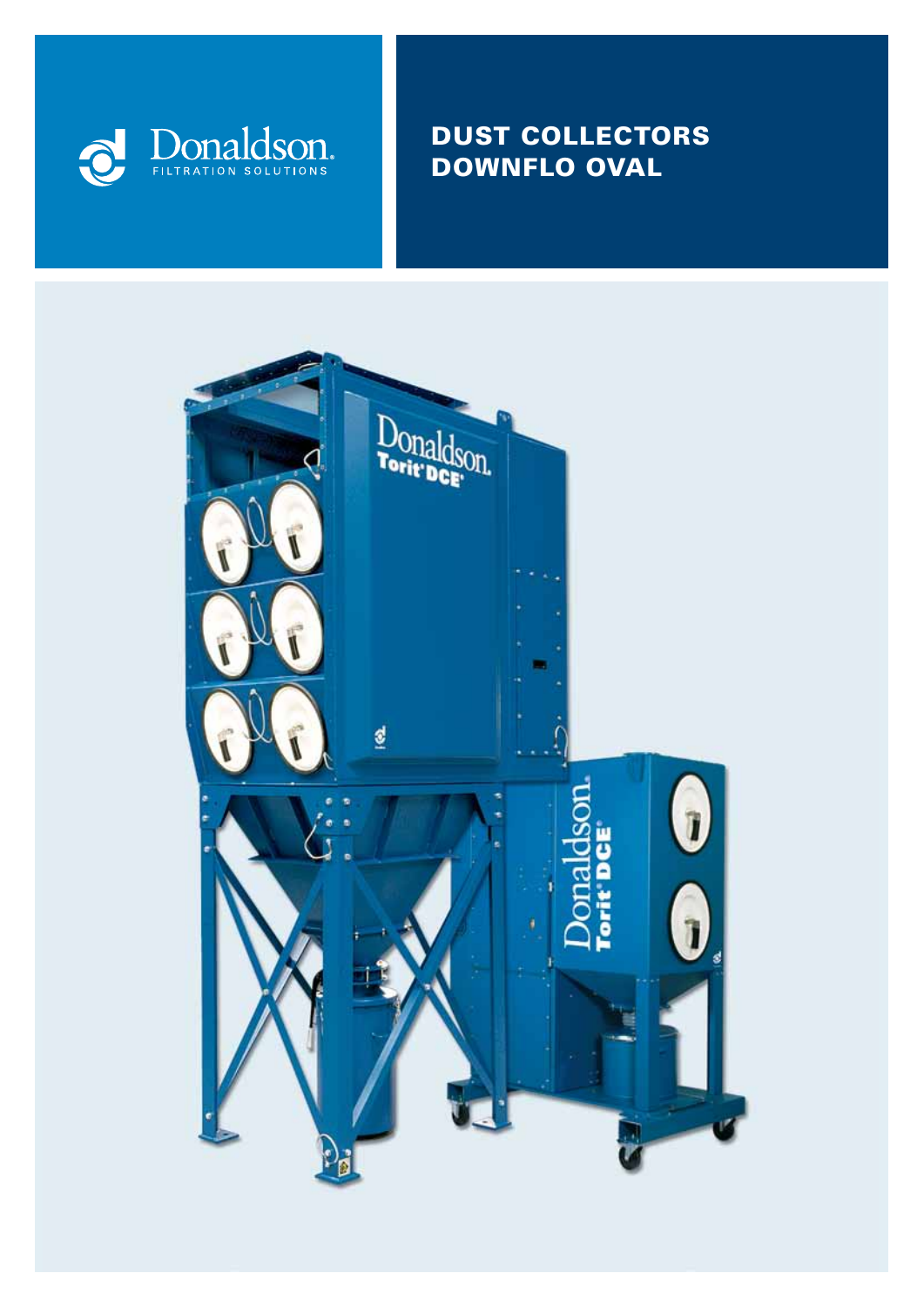Donaldson.

FILTRATION SOLUTIONS

# DUST COLLECTORS
# DOWNFLO OVAL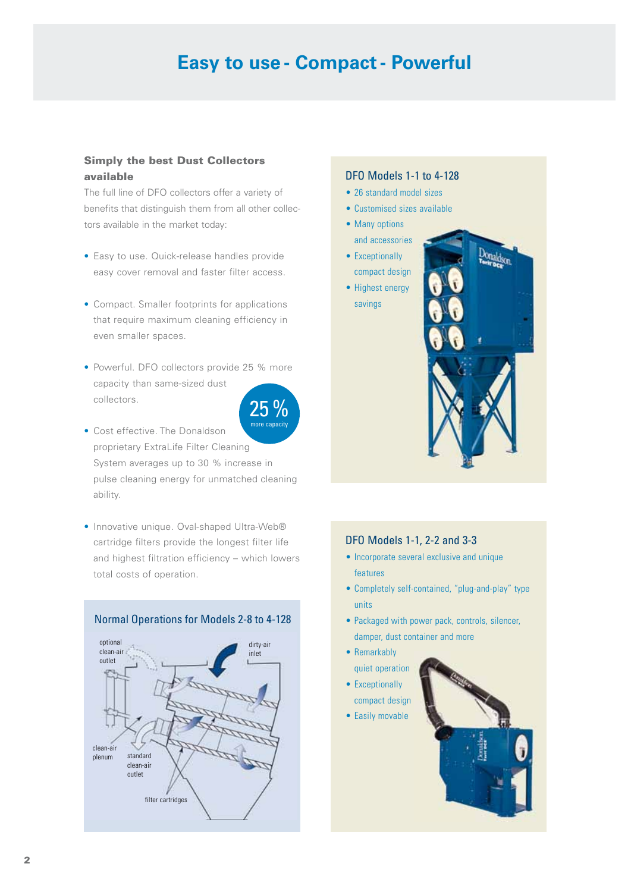# Easy to use - Compact - Powerful

**Simply the best Dust Collectors available**

The full line of DFO collectors offer a variety of benefits that distinguish them from all other collectors available in the market today:

- Easy to use. Quick-release handles provide easy cover removal and faster filter access.
- Compact. Smaller footprints for applications that require maximum cleaning efficiency in even smaller spaces.
- Powerful. DFO collectors provide 25 % more capacity than same-sized dust collectors.
- Cost effective. The Donaldson proprietary ExtraLife Filter Cleaning System averages up to 30 % increase in pulse cleaning energy for unmatched cleaning ability.
- Innovative unique. Oval-shaped Ultra-Web® cartridge filters provide the longest filter life and highest filtration efficiency – which lowers total costs of operation.

25 % more capacity

## Normal Operations for Models 2-8 to 4-128

optional clean-air outlet

dirty-air inlet

clean-air plenum

standard clean-air outlet

filter cartridges

## DFO Models 1-1 to 4-128

- 26 standard model sizes
- Customised sizes available
- Many options and accessories
- Exceptionally compact design
- Highest energy savings

## DFO Models 1-1, 2-2 and 3-3

- Incorporate several exclusive and unique features
- Completely self-contained, "plug-and-play" type units
- Packaged with power pack, controls, silencer, damper, dust container and more
- Remarkably quiet operation
- Exceptionally compact design
- Easily movable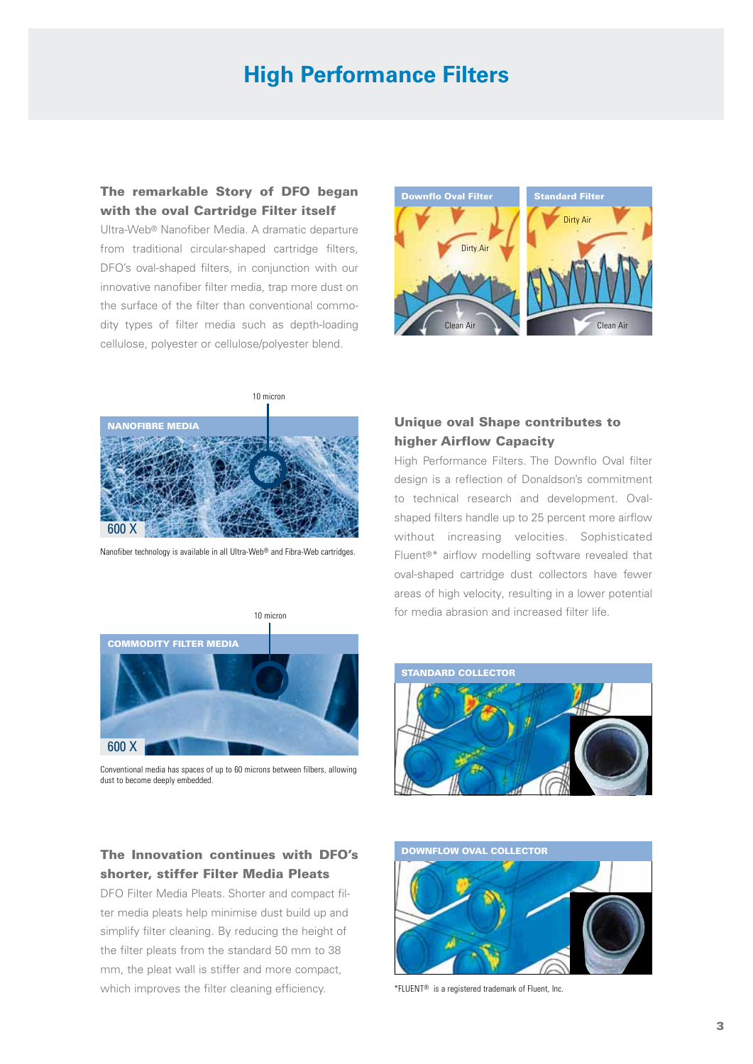# High Performance Filters

**The remarkable Story of DFO began with the oval Cartridge Filter itself**

Ultra-Web® Nanofiber Media. A dramatic departure from traditional circular-shaped cartridge filters, DFO's oval-shaped filters, in conjunction with our innovative nanofiber filter media, trap more dust on the surface of the filter than conventional commodity types of filter media such as depth-loading cellulose, polyester or cellulose/polyester blend.

Downflo Oval Filter | Standard Filter

Dirty Air | Clean Air

Nanofiber technology is available in all Ultra-Web® and Fibra-Web cartridges.

Conventional media has spaces of up to 60 microns between filbers, allowing dust to become deeply embedded.

**Unique oval Shape contributes to higher Airflow Capacity**

High Performance Filters. The Downflo Oval filter design is a reflection of Donaldson's commitment to technical research and development. Oval-shaped filters handle up to 25 percent more airflow without increasing velocities. Sophisticated Fluent®* airflow modelling software revealed that oval-shaped cartridge dust collectors have fewer areas of high velocity, resulting in a lower potential for media abrasion and increased filter life.

**The Innovation continues with DFO's shorter, stiffer Filter Media Pleats**

DFO Filter Media Pleats. Shorter and compact filter media pleats help minimise dust build up and simplify filter cleaning. By reducing the height of the filter pleats from the standard 50 mm to 38 mm, the pleat wall is stiffer and more compact, which improves the filter cleaning efficiency.

*FLUENT® is a registered trademark of Fluent, Inc.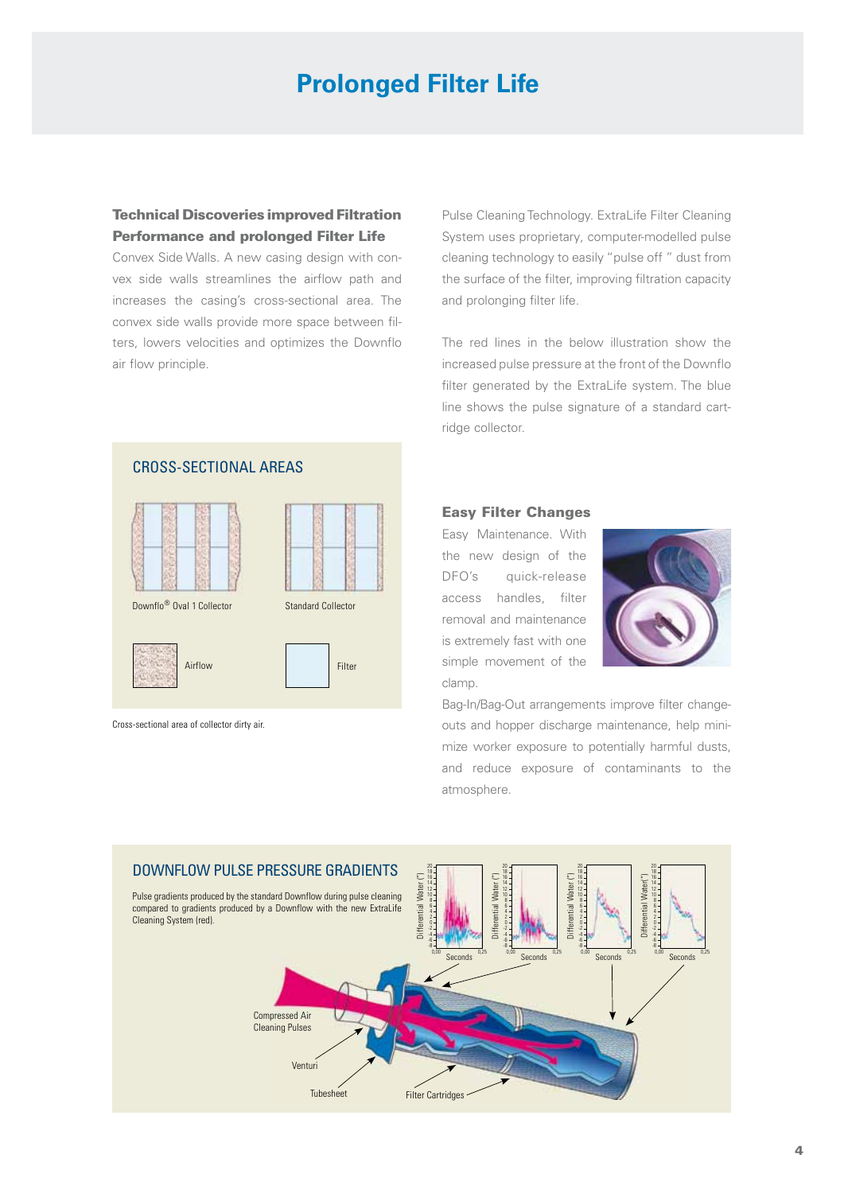# Prolonged Filter Life

**Technical Discoveries improved Filtration Performance and prolonged Filter Life**

Convex Side Walls. A new casing design with convex side walls streamlines the airflow path and increases the casing's cross-sectional area. The convex side walls provide more space between filters, lowers velocities and optimizes the Downflo air flow principle.

Pulse Cleaning Technology. ExtraLife Filter Cleaning System uses proprietary, computer-modelled pulse cleaning technology to easily "pulse off " dust from the surface of the filter, improving filtration capacity and prolonging filter life.

The red lines in the below illustration show the increased pulse pressure at the front of the Downflo filter generated by the ExtraLife system. The blue line shows the pulse signature of a standard cartridge collector.

## CROSS-SECTIONAL AREAS

Downflo® Oval 1 Collector

Standard Collector

Airflow

Filter

Cross-sectional area of collector dirty air.

### Easy Filter Changes

Easy Maintenance. With the new design of the DFO's quick-release access handles, filter removal and maintenance is extremely fast with one simple movement of the clamp.

Bag-In/Bag-Out arrangements improve filter changeouts and hopper discharge maintenance, help minimize worker exposure to potentially harmful dusts, and reduce exposure of contaminants to the atmosphere.

## DOWNFLOW PULSE PRESSURE GRADIENTS

Pulse gradients produced by the standard Downflow during pulse cleaning compared to gradients produced by a Downflow with the new ExtraLife Cleaning System (red).

Compressed Air Cleaning Pulses

Venturi

Tubesheet

Filter Cartridges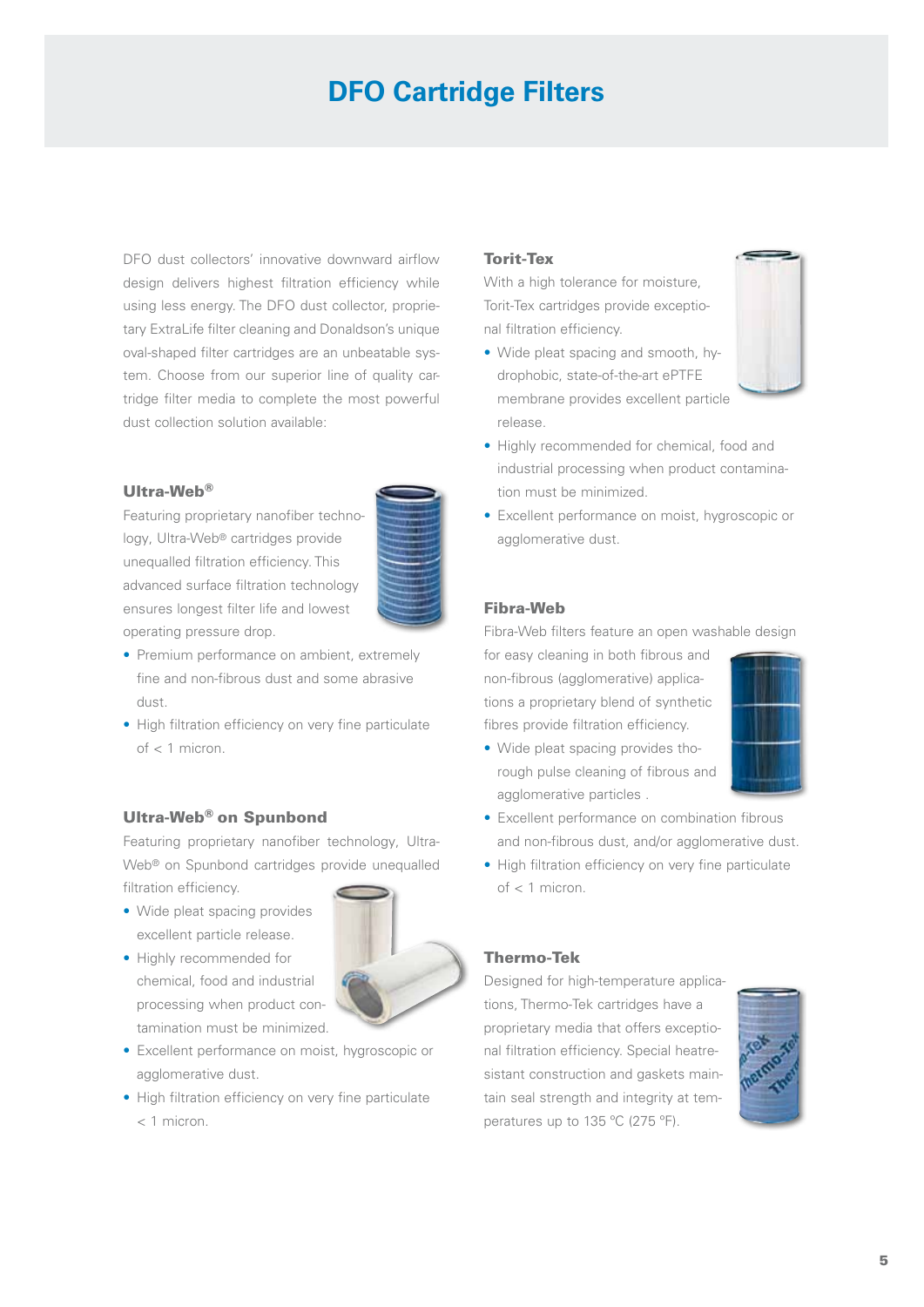# DFO Cartridge Filters

DFO dust collectors' innovative downward airflow design delivers highest filtration efficiency while using less energy. The DFO dust collector, proprietary ExtraLife filter cleaning and Donaldson's unique oval-shaped filter cartridges are an unbeatable system. Choose from our superior line of quality cartridge filter media to complete the most powerful dust collection solution available:

### Ultra-Web®

Featuring proprietary nanofiber technology, Ultra-Web® cartridges provide unequalled filtration efficiency. This advanced surface filtration technology ensures longest filter life and lowest operating pressure drop.

- Premium performance on ambient, extremely fine and non-fibrous dust and some abrasive dust.
- High filtration efficiency on very fine particulate of < 1 micron.

### Ultra-Web® on Spunbond

Featuring proprietary nanofiber technology, Ultra-Web® on Spunbond cartridges provide unequalled filtration efficiency.

- Wide pleat spacing provides excellent particle release.
- Highly recommended for chemical, food and industrial processing when product contamination must be minimized.
- Excellent performance on moist, hygroscopic or agglomerative dust.
- High filtration efficiency on very fine particulate < 1 micron.

### Torit-Tex

With a high tolerance for moisture, Torit-Tex cartridges provide exceptional filtration efficiency.

- Wide pleat spacing and smooth, hydrophobic, state-of-the-art ePTFE membrane provides excellent particle release.
- Highly recommended for chemical, food and industrial processing when product contamination must be minimized.
- Excellent performance on moist, hygroscopic or agglomerative dust.

### Fibra-Web

Fibra-Web filters feature an open washable design for easy cleaning in both fibrous and non-fibrous (agglomerative) applications a proprietary blend of synthetic fibres provide filtration efficiency.

- Wide pleat spacing provides thorough pulse cleaning of fibrous and agglomerative particles .
- Excellent performance on combination fibrous and non-fibrous dust, and/or agglomerative dust.
- High filtration efficiency on very fine particulate of < 1 micron.

### Thermo-Tek

Designed for high-temperature applications, Thermo-Tek cartridges have a proprietary media that offers exceptional filtration efficiency. Special heatresistant construction and gaskets maintain seal strength and integrity at temperatures up to 135 °C (275 °F).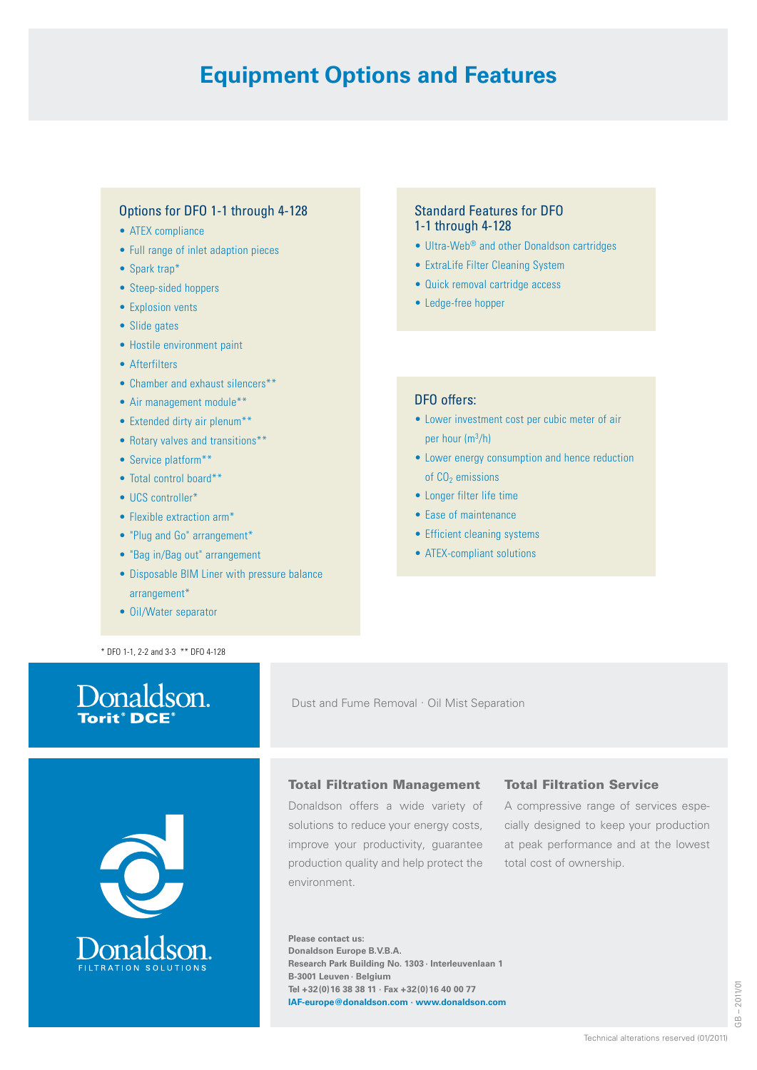# Equipment Options and Features

## Options for DFO 1-1 through 4-128

- ATEX compliance
- Full range of inlet adaption pieces
- Spark trap*
- Steep-sided hoppers
- Explosion vents
- Slide gates
- Hostile environment paint
- Afterfilters
- Chamber and exhaust silencers**
- Air management module**
- Extended dirty air plenum**
- Rotary valves and transitions**
- Service platform**
- Total control board**
- UCS controller*
- Flexible extraction arm*
- "Plug and Go" arrangement*
- "Bag in/Bag out" arrangement
- Disposable BIM Liner with pressure balance arrangement*
- Oil/Water separator

\* DFO 1-1, 2-2 and 3-3 ** DFO 4-128

## Standard Features for DFO 1-1 through 4-128

- Ultra-Web® and other Donaldson cartridges
- ExtraLife Filter Cleaning System
- Quick removal cartridge access
- Ledge-free hopper

## DFO offers:

- Lower investment cost per cubic meter of air per hour ($m^3/h$)
- Lower energy consumption and hence reduction of $CO_2$ emissions
- Longer filter life time
- Ease of maintenance
- Efficient cleaning systems
- ATEX-compliant solutions

Donaldson. Torit® DCE®

Dust and Fume Removal · Oil Mist Separation

### Total Filtration Management

Donaldson offers a wide variety of solutions to reduce your energy costs, improve your productivity, guarantee production quality and help protect the environment.

### Total Filtration Service

A compressive range of services especially designed to keep your production at peak performance and at the lowest total cost of ownership.

Donaldson. FILTRATION SOLUTIONS

**Please contact us:**
**Donaldson Europe B.V.B.A.**
**Research Park Building No. 1303 · Interleuvenlaan 1**
**B-3001 Leuven · Belgium**
**Tel +32(0)16 38 38 11 · Fax +32(0)16 40 00 77**
**IAF-europe@donaldson.com · www.donaldson.com**

GB – 2011/01

Technical alterations reserved (01/2011)